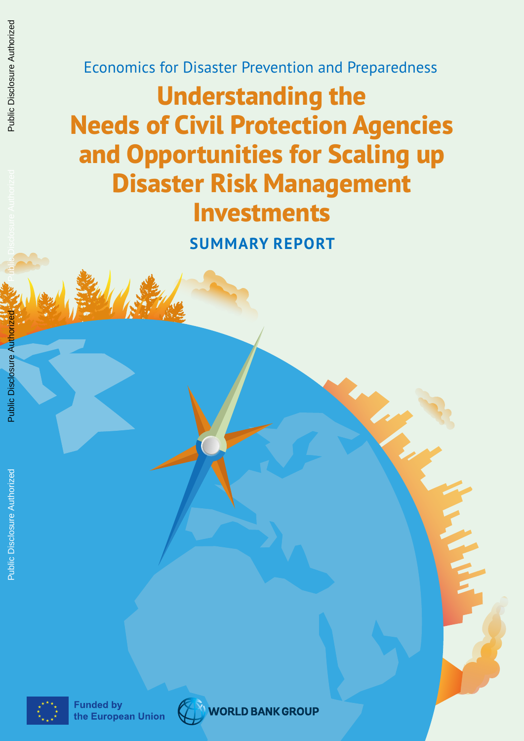Economics for Disaster Prevention and Preparedness

# Understanding the Needs of Civil Protection Agencies and Opportunities for Scaling up Disaster Risk Management Investments

## SUMMARY REPORT

Funded by the European Union

WORLD BANK GROUP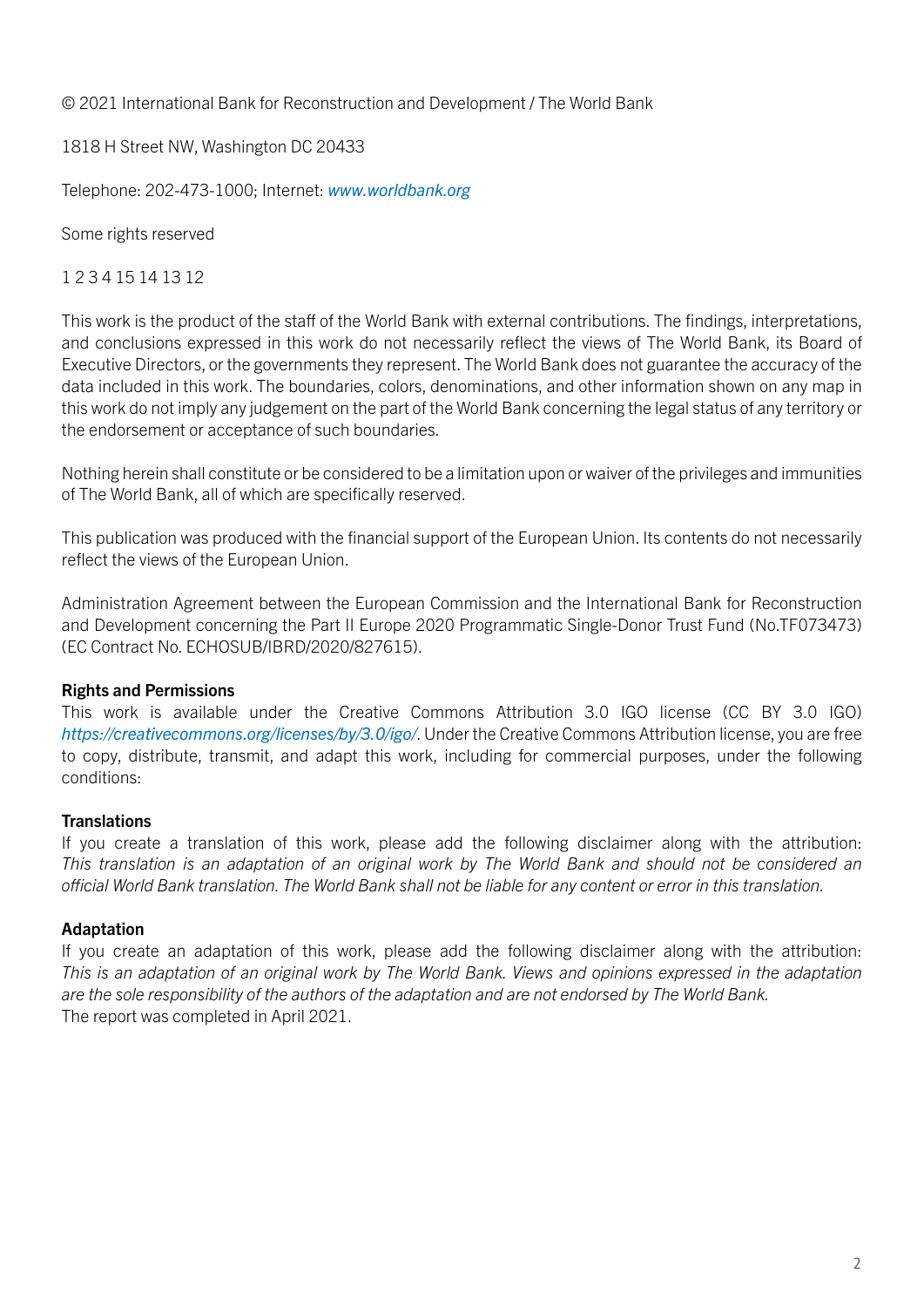© 2021 International Bank for Reconstruction and Development / The World Bank

1818 H Street NW, Washington DC 20433

Telephone: 202-473-1000; Internet: *www.worldbank.org*

Some rights reserved

1 2 3 4 15 14 13 12

This work is the product of the staff of the World Bank with external contributions. The findings, interpretations, and conclusions expressed in this work do not necessarily reflect the views of The World Bank, its Board of Executive Directors, or the governments they represent. The World Bank does not guarantee the accuracy of the data included in this work. The boundaries, colors, denominations, and other information shown on any map in this work do not imply any judgement on the part of the World Bank concerning the legal status of any territory or the endorsement or acceptance of such boundaries.

Nothing herein shall constitute or be considered to be a limitation upon or waiver of the privileges and immunities of The World Bank, all of which are specifically reserved.

This publication was produced with the financial support of the European Union. Its contents do not necessarily reflect the views of the European Union.

Administration Agreement between the European Commission and the International Bank for Reconstruction and Development concerning the Part II Europe 2020 Programmatic Single-Donor Trust Fund (No.TF073473) (EC Contract No. ECHOSUB/IBRD/2020/827615).

**Rights and Permissions**
This work is available under the Creative Commons Attribution 3.0 IGO license (CC BY 3.0 IGO) *https://creativecommons.org/licenses/by/3.0/igo/*. Under the Creative Commons Attribution license, you are free to copy, distribute, transmit, and adapt this work, including for commercial purposes, under the following conditions:

**Translations**
If you create a translation of this work, please add the following disclaimer along with the attribution: *This translation is an adaptation of an original work by The World Bank and should not be considered an official World Bank translation. The World Bank shall not be liable for any content or error in this translation.*

**Adaptation**
If you create an adaptation of this work, please add the following disclaimer along with the attribution: *This is an adaptation of an original work by The World Bank. Views and opinions expressed in the adaptation are the sole responsibility of the authors of the adaptation and are not endorsed by The World Bank.*
The report was completed in April 2021.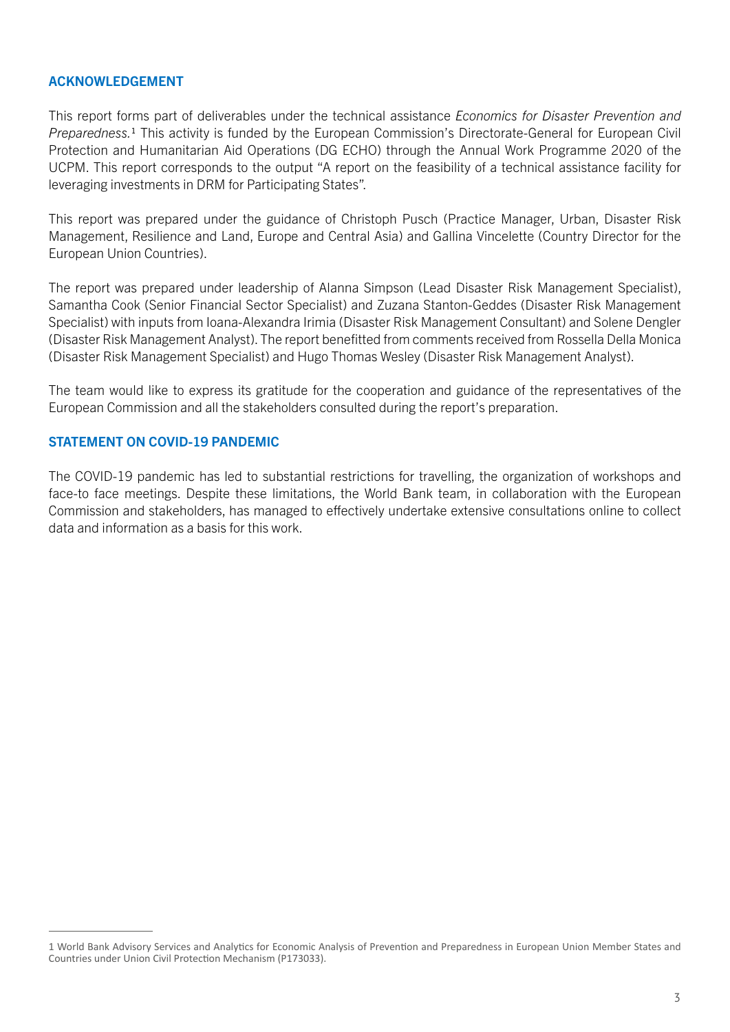## ACKNOWLEDGEMENT

This report forms part of deliverables under the technical assistance *Economics for Disaster Prevention and Preparedness.*[1] This activity is funded by the European Commission's Directorate-General for European Civil Protection and Humanitarian Aid Operations (DG ECHO) through the Annual Work Programme 2020 of the UCPM. This report corresponds to the output "A report on the feasibility of a technical assistance facility for leveraging investments in DRM for Participating States".

This report was prepared under the guidance of Christoph Pusch (Practice Manager, Urban, Disaster Risk Management, Resilience and Land, Europe and Central Asia) and Gallina Vincelette (Country Director for the European Union Countries).

The report was prepared under leadership of Alanna Simpson (Lead Disaster Risk Management Specialist), Samantha Cook (Senior Financial Sector Specialist) and Zuzana Stanton-Geddes (Disaster Risk Management Specialist) with inputs from Ioana-Alexandra Irimia (Disaster Risk Management Consultant) and Solene Dengler (Disaster Risk Management Analyst). The report benefitted from comments received from Rossella Della Monica (Disaster Risk Management Specialist) and Hugo Thomas Wesley (Disaster Risk Management Analyst).

The team would like to express its gratitude for the cooperation and guidance of the representatives of the European Commission and all the stakeholders consulted during the report's preparation.

## STATEMENT ON COVID-19 PANDEMIC

The COVID-19 pandemic has led to substantial restrictions for travelling, the organization of workshops and face-to face meetings. Despite these limitations, the World Bank team, in collaboration with the European Commission and stakeholders, has managed to effectively undertake extensive consultations online to collect data and information as a basis for this work.

---

1 World Bank Advisory Services and Analytics for Economic Analysis of Prevention and Preparedness in European Union Member States and Countries under Union Civil Protection Mechanism (P173033).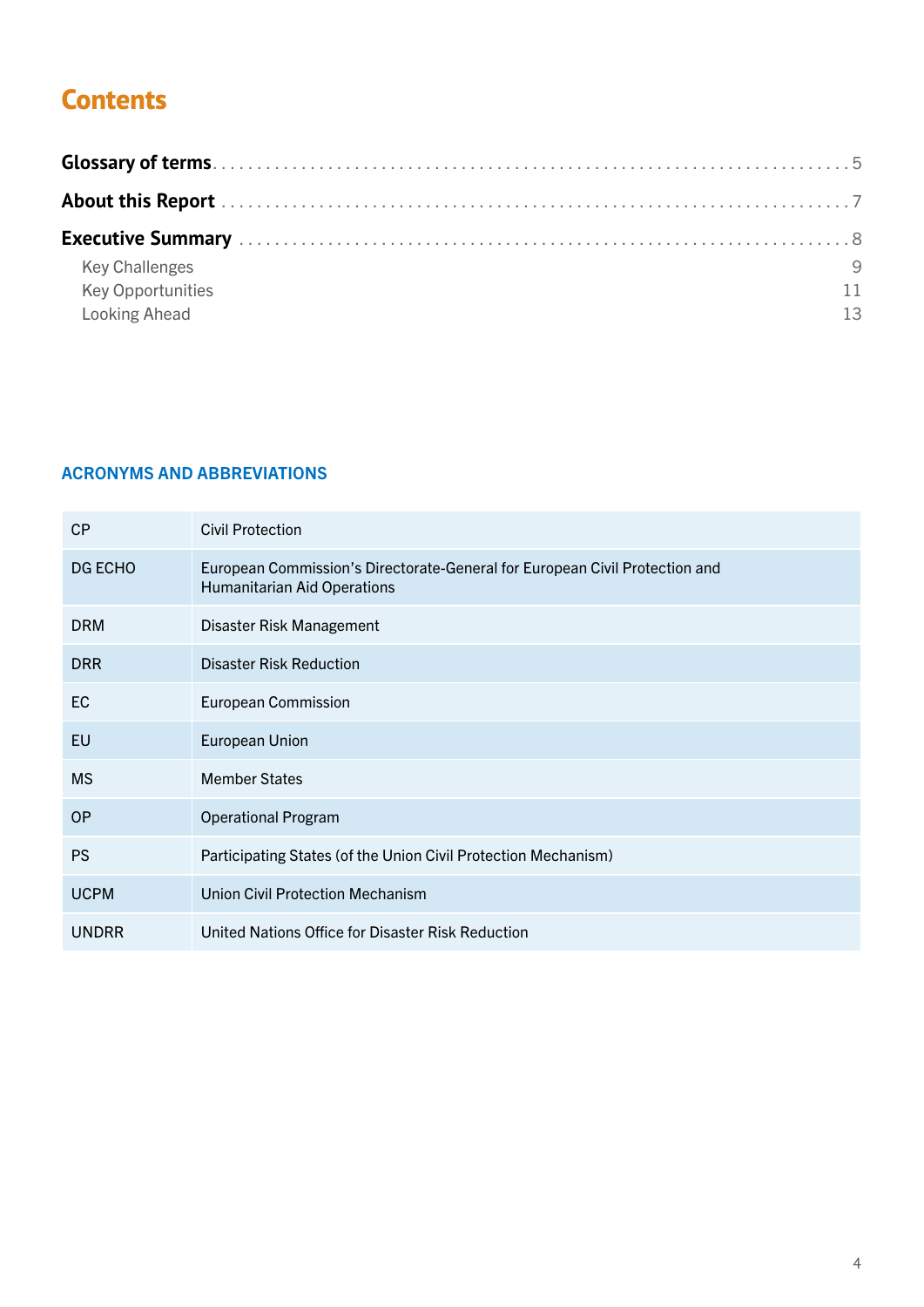# Contents

**Glossary of terms** . . . . . . . . . . 5

**About this Report** . . . . . . . . . . 7

**Executive Summary** . . . . . . . . . . 8

- Key Challenges 9
- Key Opportunities 11
- Looking Ahead 13

## ACRONYMS AND ABBREVIATIONS

| | |
|---|---|
| CP | Civil Protection |
| DG ECHO | European Commission's Directorate-General for European Civil Protection and Humanitarian Aid Operations |
| DRM | Disaster Risk Management |
| DRR | Disaster Risk Reduction |
| EC | European Commission |
| EU | European Union |
| MS | Member States |
| OP | Operational Program |
| PS | Participating States (of the Union Civil Protection Mechanism) |
| UCPM | Union Civil Protection Mechanism |
| UNDRR | United Nations Office for Disaster Risk Reduction |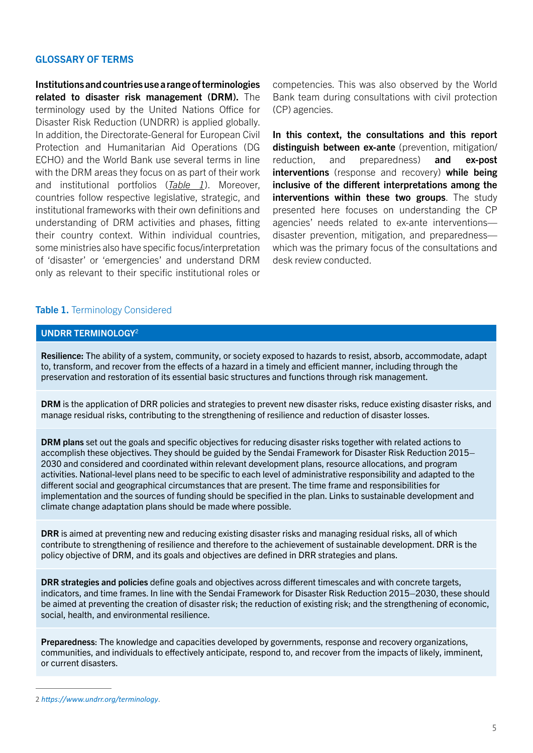## GLOSSARY OF TERMS

**Institutions and countries use a range of terminologies related to disaster risk management (DRM).** The terminology used by the United Nations Office for Disaster Risk Reduction (UNDRR) is applied globally. In addition, the Directorate-General for European Civil Protection and Humanitarian Aid Operations (DG ECHO) and the World Bank use several terms in line with the DRM areas they focus on as part of their work and institutional portfolios (*Table 1*). Moreover, countries follow respective legislative, strategic, and institutional frameworks with their own definitions and understanding of DRM activities and phases, fitting their country context. Within individual countries, some ministries also have specific focus/interpretation of 'disaster' or 'emergencies' and understand DRM only as relevant to their specific institutional roles or competencies. This was also observed by the World Bank team during consultations with civil protection (CP) agencies.

**In this context, the consultations and this report distinguish between ex-ante** (prevention, mitigation/reduction, and preparedness) **and ex-post interventions** (response and recovery) **while being inclusive of the different interpretations among the interventions within these two groups**. The study presented here focuses on understanding the CP agencies' needs related to ex-ante interventions—disaster prevention, mitigation, and preparedness—which was the primary focus of the consultations and desk review conducted.

**Table 1.** Terminology Considered

| UNDRR TERMINOLOGY[2] |
| --- |
| **Resilience:** The ability of a system, community, or society exposed to hazards to resist, absorb, accommodate, adapt to, transform, and recover from the effects of a hazard in a timely and efficient manner, including through the preservation and restoration of its essential basic structures and functions through risk management. |
| **DRM** is the application of DRR policies and strategies to prevent new disaster risks, reduce existing disaster risks, and manage residual risks, contributing to the strengthening of resilience and reduction of disaster losses. |
| **DRM plans** set out the goals and specific objectives for reducing disaster risks together with related actions to accomplish these objectives. They should be guided by the Sendai Framework for Disaster Risk Reduction 2015–2030 and considered and coordinated within relevant development plans, resource allocations, and program activities. National-level plans need to be specific to each level of administrative responsibility and adapted to the different social and geographical circumstances that are present. The time frame and responsibilities for implementation and the sources of funding should be specified in the plan. Links to sustainable development and climate change adaptation plans should be made where possible. |
| **DRR** is aimed at preventing new and reducing existing disaster risks and managing residual risks, all of which contribute to strengthening of resilience and therefore to the achievement of sustainable development. DRR is the policy objective of DRM, and its goals and objectives are defined in DRR strategies and plans. |
| **DRR strategies and policies** define goals and objectives across different timescales and with concrete targets, indicators, and time frames. In line with the Sendai Framework for Disaster Risk Reduction 2015–2030, these should be aimed at preventing the creation of disaster risk; the reduction of existing risk; and the strengthening of economic, social, health, and environmental resilience. |
| **Preparedness**: The knowledge and capacities developed by governments, response and recovery organizations, communities, and individuals to effectively anticipate, respond to, and recover from the impacts of likely, imminent, or current disasters. |

2 *https://www.undrr.org/terminology.*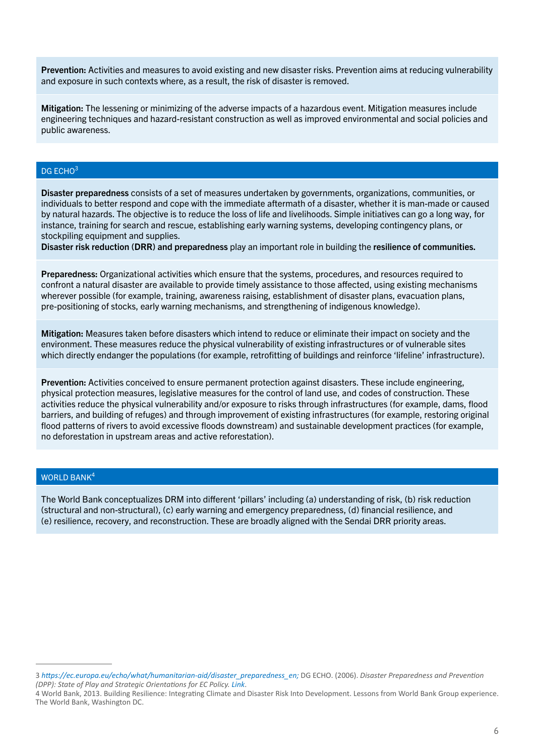**Prevention:** Activities and measures to avoid existing and new disaster risks. Prevention aims at reducing vulnerability and exposure in such contexts where, as a result, the risk of disaster is removed.

**Mitigation:** The lessening or minimizing of the adverse impacts of a hazardous event. Mitigation measures include engineering techniques and hazard-resistant construction as well as improved environmental and social policies and public awareness.

## DG ECHO[3]

**Disaster preparedness** consists of a set of measures undertaken by governments, organizations, communities, or individuals to better respond and cope with the immediate aftermath of a disaster, whether it is man-made or caused by natural hazards. The objective is to reduce the loss of life and livelihoods. Simple initiatives can go a long way, for instance, training for search and rescue, establishing early warning systems, developing contingency plans, or stockpiling equipment and supplies.
**Disaster risk reduction (DRR) and preparedness** play an important role in building the **resilience of communities.**

**Preparedness:** Organizational activities which ensure that the systems, procedures, and resources required to confront a natural disaster are available to provide timely assistance to those affected, using existing mechanisms wherever possible (for example, training, awareness raising, establishment of disaster plans, evacuation plans, pre-positioning of stocks, early warning mechanisms, and strengthening of indigenous knowledge).

**Mitigation:** Measures taken before disasters which intend to reduce or eliminate their impact on society and the environment. These measures reduce the physical vulnerability of existing infrastructures or of vulnerable sites which directly endanger the populations (for example, retrofitting of buildings and reinforce 'lifeline' infrastructure).

**Prevention:** Activities conceived to ensure permanent protection against disasters. These include engineering, physical protection measures, legislative measures for the control of land use, and codes of construction. These activities reduce the physical vulnerability and/or exposure to risks through infrastructures (for example, dams, flood barriers, and building of refuges) and through improvement of existing infrastructures (for example, restoring original flood patterns of rivers to avoid excessive floods downstream) and sustainable development practices (for example, no deforestation in upstream areas and active reforestation).

## WORLD BANK[4]

The World Bank conceptualizes DRM into different 'pillars' including (a) understanding of risk, (b) risk reduction (structural and non-structural), (c) early warning and emergency preparedness, (d) financial resilience, and (e) resilience, recovery, and reconstruction. These are broadly aligned with the Sendai DRR priority areas.

---

3 *https://ec.europa.eu/echo/what/humanitarian-aid/disaster_preparedness_en;* DG ECHO. (2006). *Disaster Preparedness and Prevention (DPP): State of Play and Strategic Orientations for EC Policy. Link.*

4 World Bank, 2013. Building Resilience: Integrating Climate and Disaster Risk Into Development. Lessons from World Bank Group experience. The World Bank, Washington DC.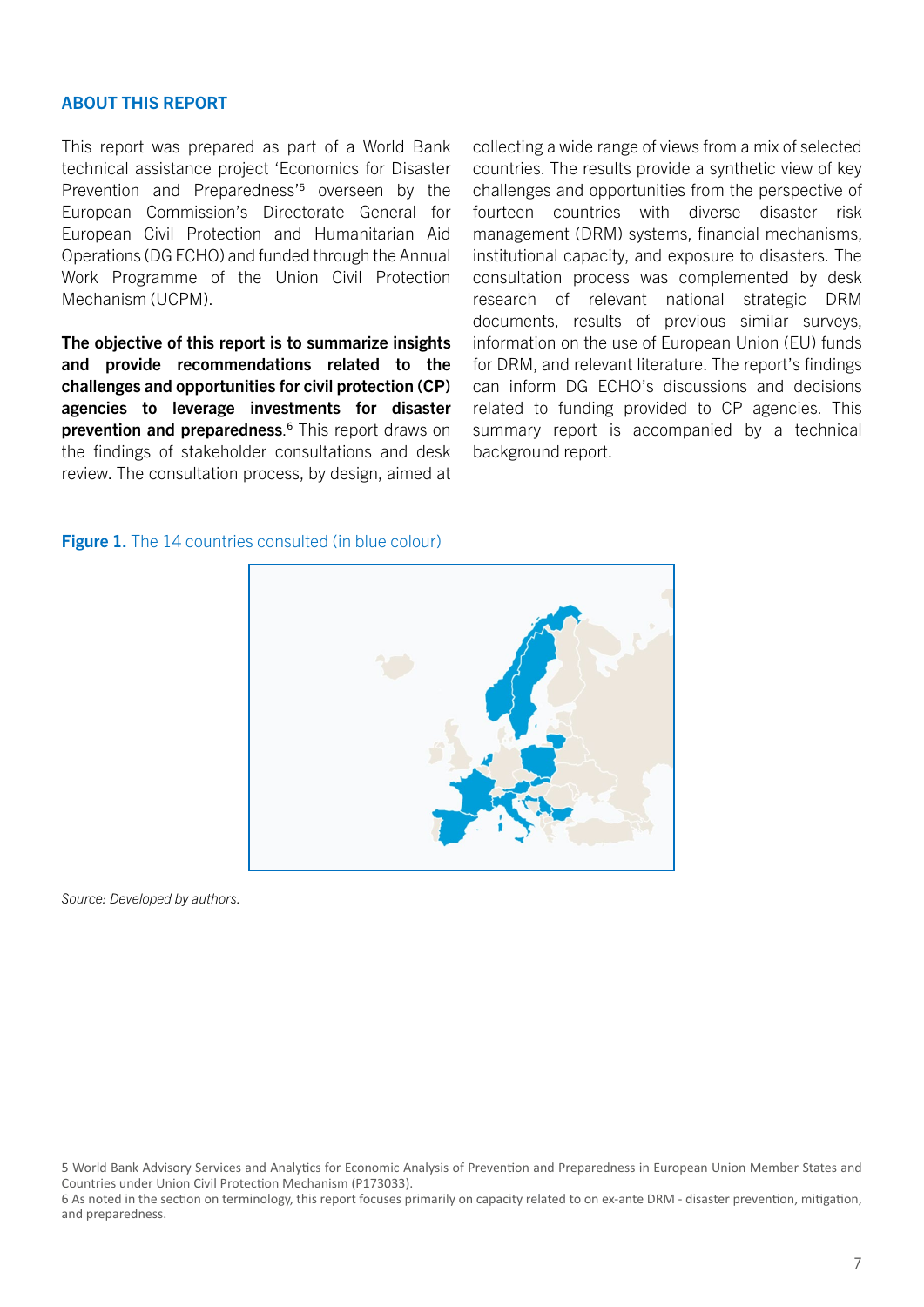## ABOUT THIS REPORT

This report was prepared as part of a World Bank technical assistance project 'Economics for Disaster Prevention and Preparedness'[5] overseen by the European Commission's Directorate General for European Civil Protection and Humanitarian Aid Operations (DG ECHO) and funded through the Annual Work Programme of the Union Civil Protection Mechanism (UCPM).

**The objective of this report is to summarize insights and provide recommendations related to the challenges and opportunities for civil protection (CP) agencies to leverage investments for disaster prevention and preparedness.**[6] This report draws on the findings of stakeholder consultations and desk review. The consultation process, by design, aimed at collecting a wide range of views from a mix of selected countries. The results provide a synthetic view of key challenges and opportunities from the perspective of fourteen countries with diverse disaster risk management (DRM) systems, financial mechanisms, institutional capacity, and exposure to disasters. The consultation process was complemented by desk research of relevant national strategic DRM documents, results of previous similar surveys, information on the use of European Union (EU) funds for DRM, and relevant literature. The report's findings can inform DG ECHO's discussions and decisions related to funding provided to CP agencies. This summary report is accompanied by a technical background report.

**Figure 1.** The 14 countries consulted (in blue colour)

*Source: Developed by authors.*

---

5 World Bank Advisory Services and Analytics for Economic Analysis of Prevention and Preparedness in European Union Member States and Countries under Union Civil Protection Mechanism (P173033).

6 As noted in the section on terminology, this report focuses primarily on capacity related to on ex-ante DRM - disaster prevention, mitigation, and preparedness.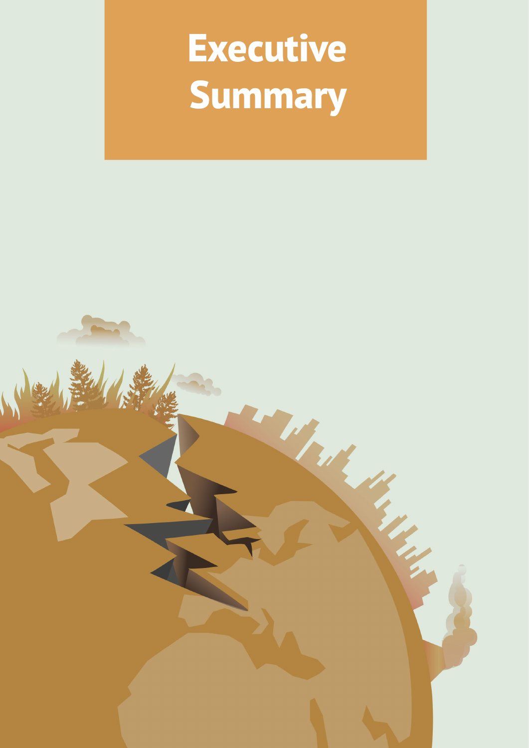# Executive Summary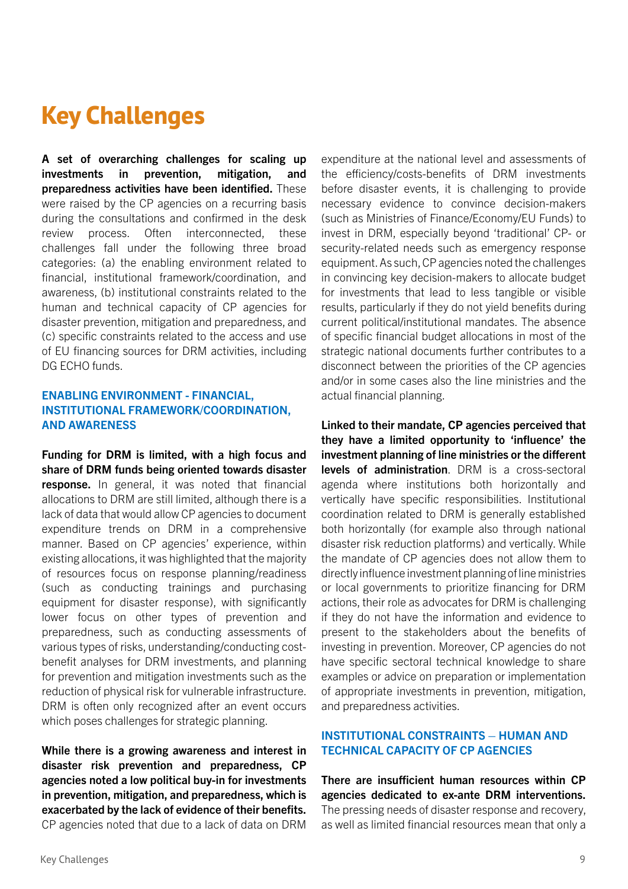# Key Challenges

**A set of overarching challenges for scaling up investments in prevention, mitigation, and preparedness activities have been identified.** These were raised by the CP agencies on a recurring basis during the consultations and confirmed in the desk review process. Often interconnected, these challenges fall under the following three broad categories: (a) the enabling environment related to financial, institutional framework/coordination, and awareness, (b) institutional constraints related to the human and technical capacity of CP agencies for disaster prevention, mitigation and preparedness, and (c) specific constraints related to the access and use of EU financing sources for DRM activities, including DG ECHO funds.

## ENABLING ENVIRONMENT - FINANCIAL, INSTITUTIONAL FRAMEWORK/COORDINATION, AND AWARENESS

**Funding for DRM is limited, with a high focus and share of DRM funds being oriented towards disaster response.** In general, it was noted that financial allocations to DRM are still limited, although there is a lack of data that would allow CP agencies to document expenditure trends on DRM in a comprehensive manner. Based on CP agencies' experience, within existing allocations, it was highlighted that the majority of resources focus on response planning/readiness (such as conducting trainings and purchasing equipment for disaster response), with significantly lower focus on other types of prevention and preparedness, such as conducting assessments of various types of risks, understanding/conducting cost-benefit analyses for DRM investments, and planning for prevention and mitigation investments such as the reduction of physical risk for vulnerable infrastructure. DRM is often only recognized after an event occurs which poses challenges for strategic planning.

**While there is a growing awareness and interest in disaster risk prevention and preparedness, CP agencies noted a low political buy-in for investments in prevention, mitigation, and preparedness, which is exacerbated by the lack of evidence of their benefits.** CP agencies noted that due to a lack of data on DRM expenditure at the national level and assessments of the efficiency/costs-benefits of DRM investments before disaster events, it is challenging to provide necessary evidence to convince decision-makers (such as Ministries of Finance/Economy/EU Funds) to invest in DRM, especially beyond 'traditional' CP- or security-related needs such as emergency response equipment. As such, CP agencies noted the challenges in convincing key decision-makers to allocate budget for investments that lead to less tangible or visible results, particularly if they do not yield benefits during current political/institutional mandates. The absence of specific financial budget allocations in most of the strategic national documents further contributes to a disconnect between the priorities of the CP agencies and/or in some cases also the line ministries and the actual financial planning.

**Linked to their mandate, CP agencies perceived that they have a limited opportunity to 'influence' the investment planning of line ministries or the different levels of administration**. DRM is a cross-sectoral agenda where institutions both horizontally and vertically have specific responsibilities. Institutional coordination related to DRM is generally established both horizontally (for example also through national disaster risk reduction platforms) and vertically. While the mandate of CP agencies does not allow them to directly influence investment planning of line ministries or local governments to prioritize financing for DRM actions, their role as advocates for DRM is challenging if they do not have the information and evidence to present to the stakeholders about the benefits of investing in prevention. Moreover, CP agencies do not have specific sectoral technical knowledge to share examples or advice on preparation or implementation of appropriate investments in prevention, mitigation, and preparedness activities.

## INSTITUTIONAL CONSTRAINTS – HUMAN AND TECHNICAL CAPACITY OF CP AGENCIES

**There are insufficient human resources within CP agencies dedicated to ex-ante DRM interventions.** The pressing needs of disaster response and recovery, as well as limited financial resources mean that only a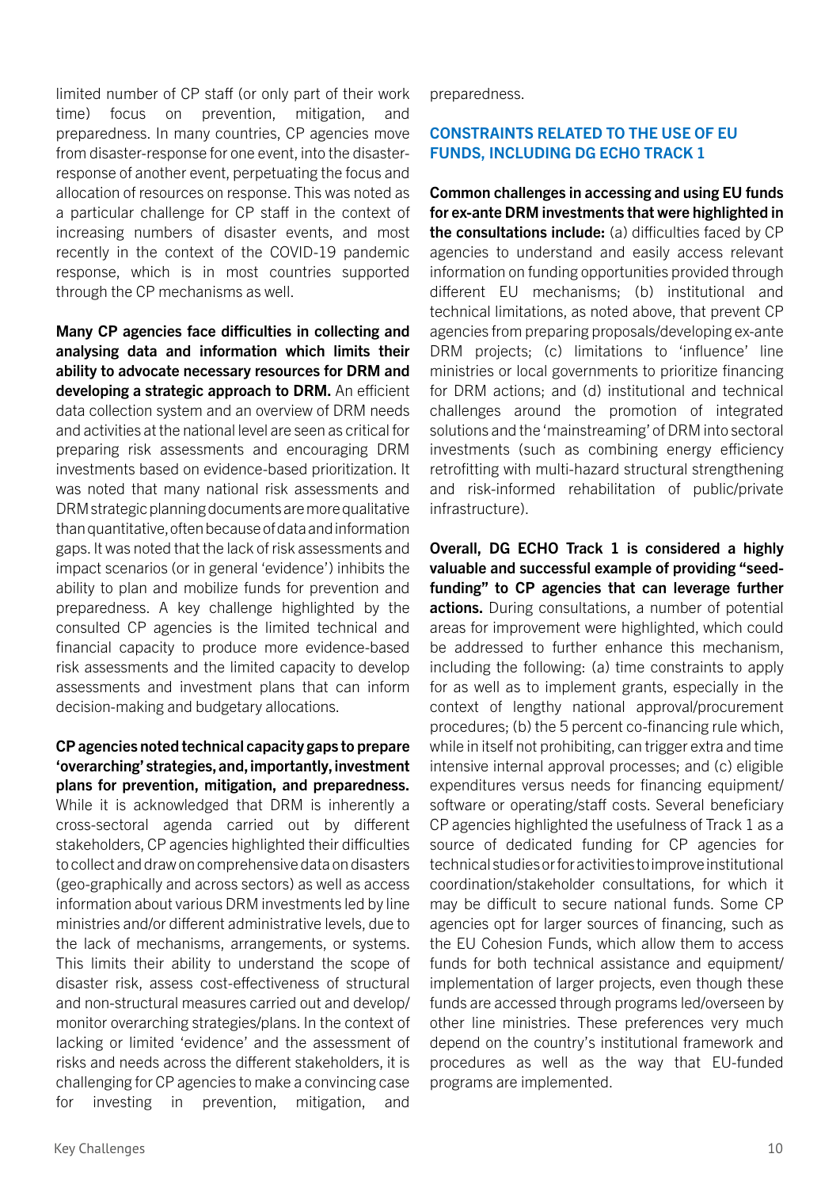limited number of CP staff (or only part of their work time) focus on prevention, mitigation, and preparedness. In many countries, CP agencies move from disaster-response for one event, into the disaster-response of another event, perpetuating the focus and allocation of resources on response. This was noted as a particular challenge for CP staff in the context of increasing numbers of disaster events, and most recently in the context of the COVID-19 pandemic response, which is in most countries supported through the CP mechanisms as well.

**Many CP agencies face difficulties in collecting and analysing data and information which limits their ability to advocate necessary resources for DRM and developing a strategic approach to DRM.** An efficient data collection system and an overview of DRM needs and activities at the national level are seen as critical for preparing risk assessments and encouraging DRM investments based on evidence-based prioritization. It was noted that many national risk assessments and DRM strategic planning documents are more qualitative than quantitative, often because of data and information gaps. It was noted that the lack of risk assessments and impact scenarios (or in general 'evidence') inhibits the ability to plan and mobilize funds for prevention and preparedness. A key challenge highlighted by the consulted CP agencies is the limited technical and financial capacity to produce more evidence-based risk assessments and the limited capacity to develop assessments and investment plans that can inform decision-making and budgetary allocations.

**CP agencies noted technical capacity gaps to prepare 'overarching' strategies, and, importantly, investment plans for prevention, mitigation, and preparedness.** While it is acknowledged that DRM is inherently a cross-sectoral agenda carried out by different stakeholders, CP agencies highlighted their difficulties to collect and draw on comprehensive data on disasters (geo-graphically and across sectors) as well as access information about various DRM investments led by line ministries and/or different administrative levels, due to the lack of mechanisms, arrangements, or systems. This limits their ability to understand the scope of disaster risk, assess cost-effectiveness of structural and non-structural measures carried out and develop/monitor overarching strategies/plans. In the context of lacking or limited 'evidence' and the assessment of risks and needs across the different stakeholders, it is challenging for CP agencies to make a convincing case for investing in prevention, mitigation, and preparedness.

### CONSTRAINTS RELATED TO THE USE OF EU FUNDS, INCLUDING DG ECHO TRACK 1

**Common challenges in accessing and using EU funds for ex-ante DRM investments that were highlighted in the consultations include:** (a) difficulties faced by CP agencies to understand and easily access relevant information on funding opportunities provided through different EU mechanisms; (b) institutional and technical limitations, as noted above, that prevent CP agencies from preparing proposals/developing ex-ante DRM projects; (c) limitations to 'influence' line ministries or local governments to prioritize financing for DRM actions; and (d) institutional and technical challenges around the promotion of integrated solutions and the 'mainstreaming' of DRM into sectoral investments (such as combining energy efficiency retrofitting with multi-hazard structural strengthening and risk-informed rehabilitation of public/private infrastructure).

**Overall, DG ECHO Track 1 is considered a highly valuable and successful example of providing "seed-funding" to CP agencies that can leverage further actions.** During consultations, a number of potential areas for improvement were highlighted, which could be addressed to further enhance this mechanism, including the following: (a) time constraints to apply for as well as to implement grants, especially in the context of lengthy national approval/procurement procedures; (b) the 5 percent co-financing rule which, while in itself not prohibiting, can trigger extra and time intensive internal approval processes; and (c) eligible expenditures versus needs for financing equipment/software or operating/staff costs. Several beneficiary CP agencies highlighted the usefulness of Track 1 as a source of dedicated funding for CP agencies for technical studies or for activities to improve institutional coordination/stakeholder consultations, for which it may be difficult to secure national funds. Some CP agencies opt for larger sources of financing, such as the EU Cohesion Funds, which allow them to access funds for both technical assistance and equipment/implementation of larger projects, even though these funds are accessed through programs led/overseen by other line ministries. These preferences very much depend on the country's institutional framework and procedures as well as the way that EU-funded programs are implemented.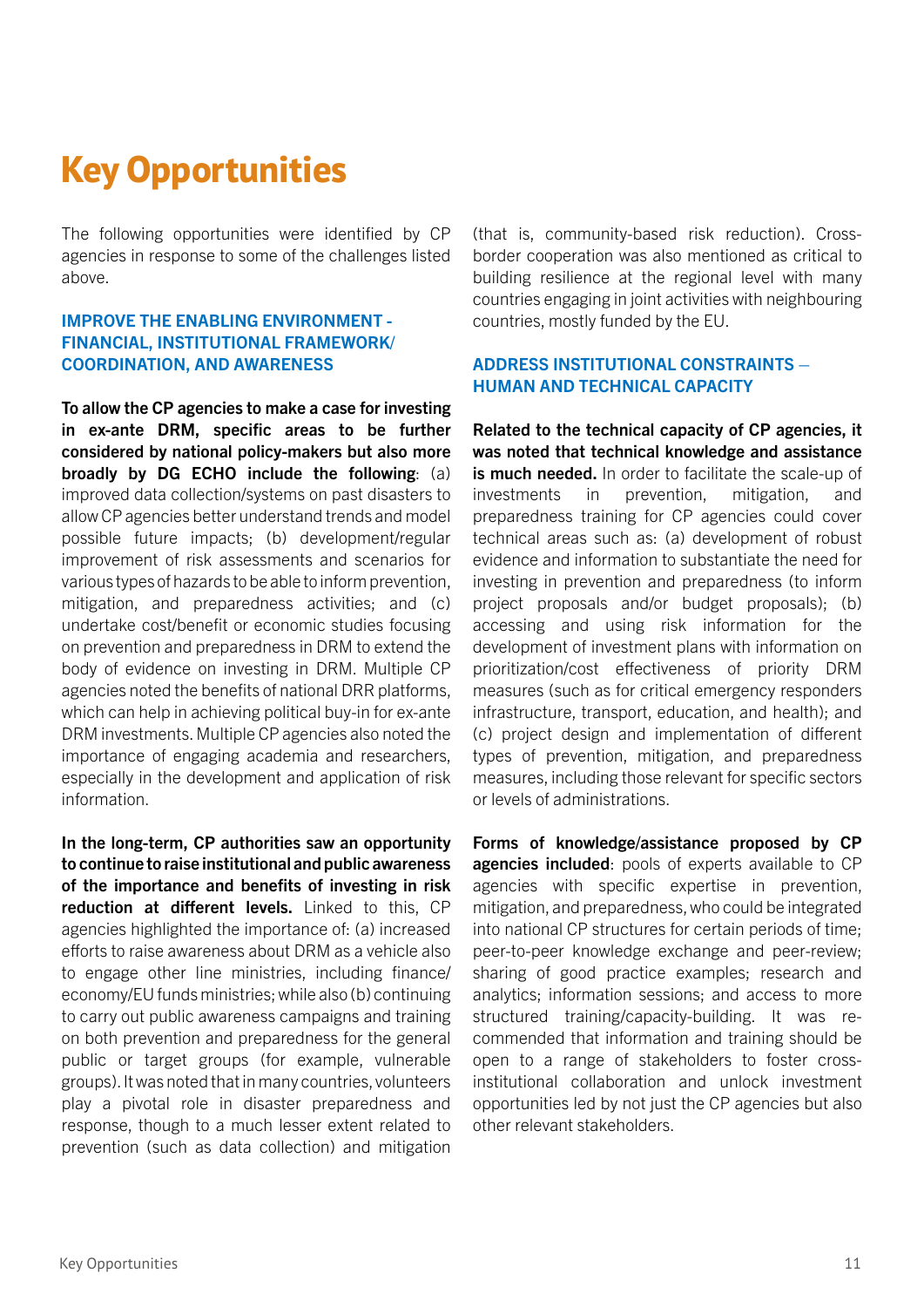# Key Opportunities

The following opportunities were identified by CP agencies in response to some of the challenges listed above.

### IMPROVE THE ENABLING ENVIRONMENT - FINANCIAL, INSTITUTIONAL FRAMEWORK/ COORDINATION, AND AWARENESS

**To allow the CP agencies to make a case for investing in ex-ante DRM, specific areas to be further considered by national policy-makers but also more broadly by DG ECHO include the following**: (a) improved data collection/systems on past disasters to allow CP agencies better understand trends and model possible future impacts; (b) development/regular improvement of risk assessments and scenarios for various types of hazards to be able to inform prevention, mitigation, and preparedness activities; and (c) undertake cost/benefit or economic studies focusing on prevention and preparedness in DRM to extend the body of evidence on investing in DRM. Multiple CP agencies noted the benefits of national DRR platforms, which can help in achieving political buy-in for ex-ante DRM investments. Multiple CP agencies also noted the importance of engaging academia and researchers, especially in the development and application of risk information.

**In the long-term, CP authorities saw an opportunity to continue to raise institutional and public awareness of the importance and benefits of investing in risk reduction at different levels.** Linked to this, CP agencies highlighted the importance of: (a) increased efforts to raise awareness about DRM as a vehicle also to engage other line ministries, including finance/economy/EU funds ministries; while also (b) continuing to carry out public awareness campaigns and training on both prevention and preparedness for the general public or target groups (for example, vulnerable groups). It was noted that in many countries, volunteers play a pivotal role in disaster preparedness and response, though to a much lesser extent related to prevention (such as data collection) and mitigation (that is, community-based risk reduction). Cross-border cooperation was also mentioned as critical to building resilience at the regional level with many countries engaging in joint activities with neighbouring countries, mostly funded by the EU.

### ADDRESS INSTITUTIONAL CONSTRAINTS – HUMAN AND TECHNICAL CAPACITY

**Related to the technical capacity of CP agencies, it was noted that technical knowledge and assistance is much needed.** In order to facilitate the scale-up of investments in prevention, mitigation, and preparedness training for CP agencies could cover technical areas such as: (a) development of robust evidence and information to substantiate the need for investing in prevention and preparedness (to inform project proposals and/or budget proposals); (b) accessing and using risk information for the development of investment plans with information on prioritization/cost effectiveness of priority DRM measures (such as for critical emergency responders infrastructure, transport, education, and health); and (c) project design and implementation of different types of prevention, mitigation, and preparedness measures, including those relevant for specific sectors or levels of administrations.

**Forms of knowledge/assistance proposed by CP agencies included**: pools of experts available to CP agencies with specific expertise in prevention, mitigation, and preparedness, who could be integrated into national CP structures for certain periods of time; peer-to-peer knowledge exchange and peer-review; sharing of good practice examples; research and analytics; information sessions; and access to more structured training/capacity-building. It was recommended that information and training should be open to a range of stakeholders to foster cross-institutional collaboration and unlock investment opportunities led by not just the CP agencies but also other relevant stakeholders.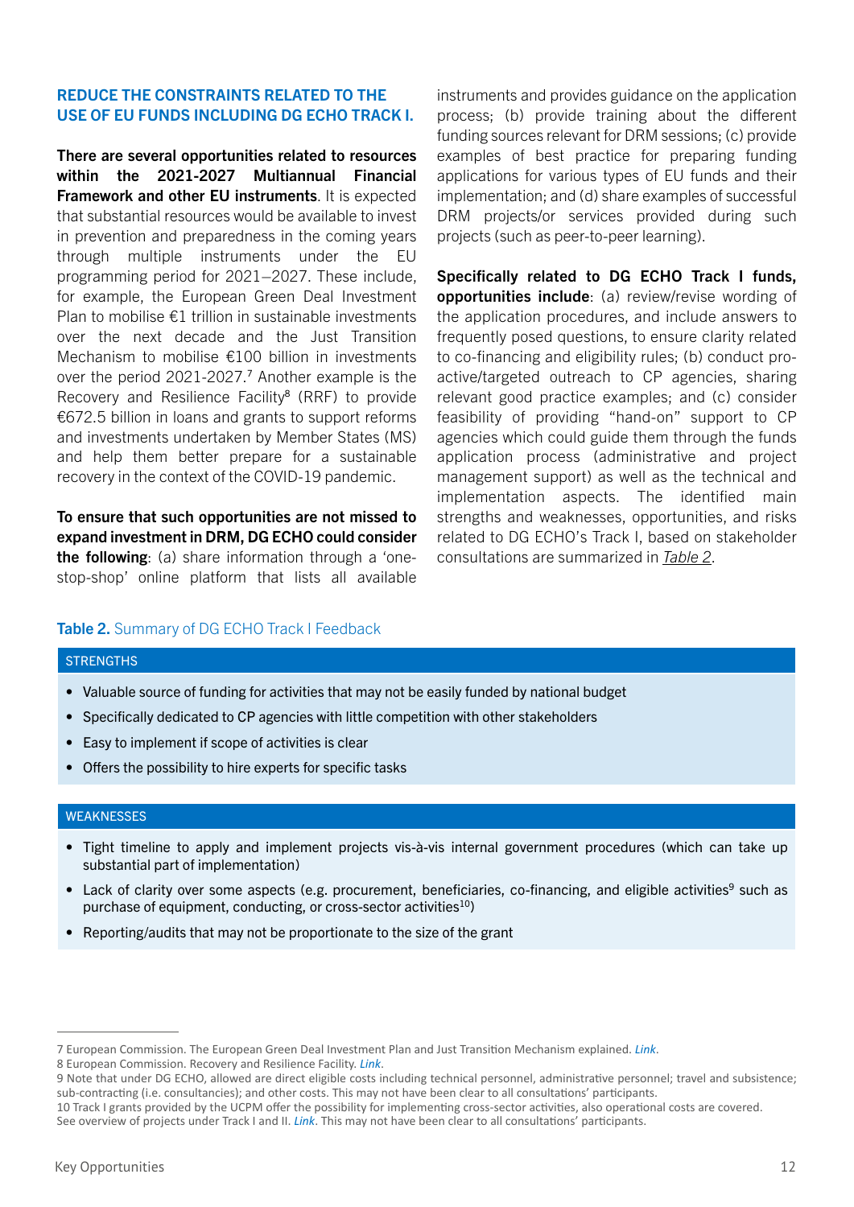## REDUCE THE CONSTRAINTS RELATED TO THE USE OF EU FUNDS INCLUDING DG ECHO TRACK I.

**There are several opportunities related to resources within the 2021-2027 Multiannual Financial Framework and other EU instruments**. It is expected that substantial resources would be available to invest in prevention and preparedness in the coming years through multiple instruments under the EU programming period for 2021–2027. These include, for example, the European Green Deal Investment Plan to mobilise €1 trillion in sustainable investments over the next decade and the Just Transition Mechanism to mobilise €100 billion in investments over the period 2021-2027.[7] Another example is the Recovery and Resilience Facility[8] (RRF) to provide €672.5 billion in loans and grants to support reforms and investments undertaken by Member States (MS) and help them better prepare for a sustainable recovery in the context of the COVID-19 pandemic.

**To ensure that such opportunities are not missed to expand investment in DRM, DG ECHO could consider the following**: (a) share information through a 'one-stop-shop' online platform that lists all available instruments and provides guidance on the application process; (b) provide training about the different funding sources relevant for DRM sessions; (c) provide examples of best practice for preparing funding applications for various types of EU funds and their implementation; and (d) share examples of successful DRM projects/or services provided during such projects (such as peer-to-peer learning).

**Specifically related to DG ECHO Track I funds, opportunities include**: (a) review/revise wording of the application procedures, and include answers to frequently posed questions, to ensure clarity related to co-financing and eligibility rules; (b) conduct pro-active/targeted outreach to CP agencies, sharing relevant good practice examples; and (c) consider feasibility of providing "hand-on" support to CP agencies which could guide them through the funds application process (administrative and project management support) as well as the technical and implementation aspects. The identified main strengths and weaknesses, opportunities, and risks related to DG ECHO's Track I, based on stakeholder consultations are summarized in *Table 2*.

**Table 2.** Summary of DG ECHO Track I Feedback

| STRENGTHS |
|---|
| • Valuable source of funding for activities that may not be easily funded by national budget<br>• Specifically dedicated to CP agencies with little competition with other stakeholders<br>• Easy to implement if scope of activities is clear<br>• Offers the possibility to hire experts for specific tasks |
| **WEAKNESSES** |
| • Tight timeline to apply and implement projects vis-à-vis internal government procedures (which can take up substantial part of implementation)<br>• Lack of clarity over some aspects (e.g. procurement, beneficiaries, co-financing, and eligible activities[9] such as purchase of equipment, conducting, or cross-sector activities[10])<br>• Reporting/audits that may not be proportionate to the size of the grant |

7 European Commission. The European Green Deal Investment Plan and Just Transition Mechanism explained. *Link*.
8 European Commission. Recovery and Resilience Facility. *Link*.
9 Note that under DG ECHO, allowed are direct eligible costs including technical personnel, administrative personnel; travel and subsistence; sub-contracting (i.e. consultancies); and other costs. This may not have been clear to all consultations' participants.
10 Track I grants provided by the UCPM offer the possibility for implementing cross-sector activities, also operational costs are covered. See overview of projects under Track I and II. *Link*. This may not have been clear to all consultations' participants.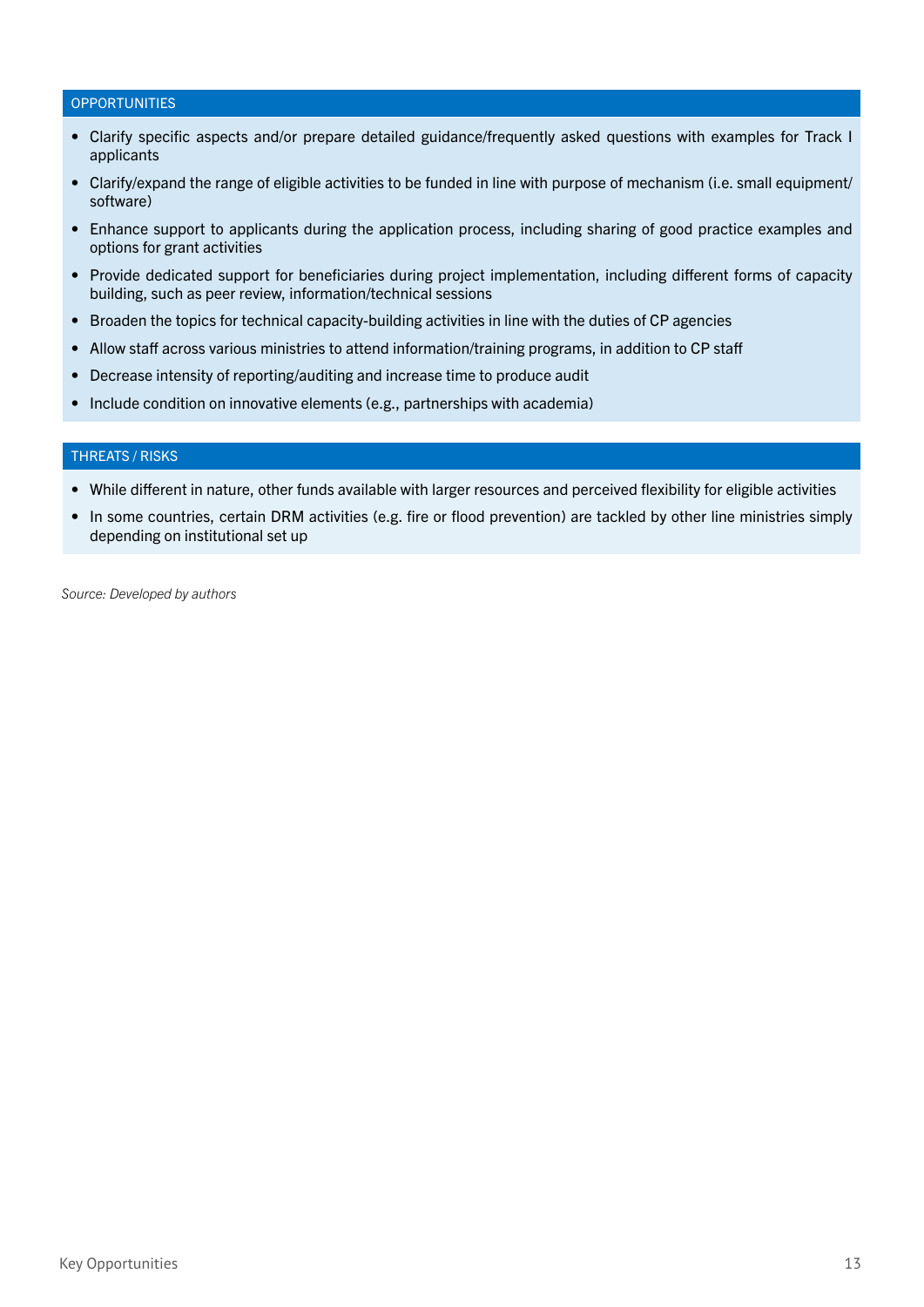**OPPORTUNITIES**

- Clarify specific aspects and/or prepare detailed guidance/frequently asked questions with examples for Track I applicants
- Clarify/expand the range of eligible activities to be funded in line with purpose of mechanism (i.e. small equipment/software)
- Enhance support to applicants during the application process, including sharing of good practice examples and options for grant activities
- Provide dedicated support for beneficiaries during project implementation, including different forms of capacity building, such as peer review, information/technical sessions
- Broaden the topics for technical capacity-building activities in line with the duties of CP agencies
- Allow staff across various ministries to attend information/training programs, in addition to CP staff
- Decrease intensity of reporting/auditing and increase time to produce audit
- Include condition on innovative elements (e.g., partnerships with academia)

**THREATS / RISKS**

- While different in nature, other funds available with larger resources and perceived flexibility for eligible activities
- In some countries, certain DRM activities (e.g. fire or flood prevention) are tackled by other line ministries simply depending on institutional set up

*Source: Developed by authors*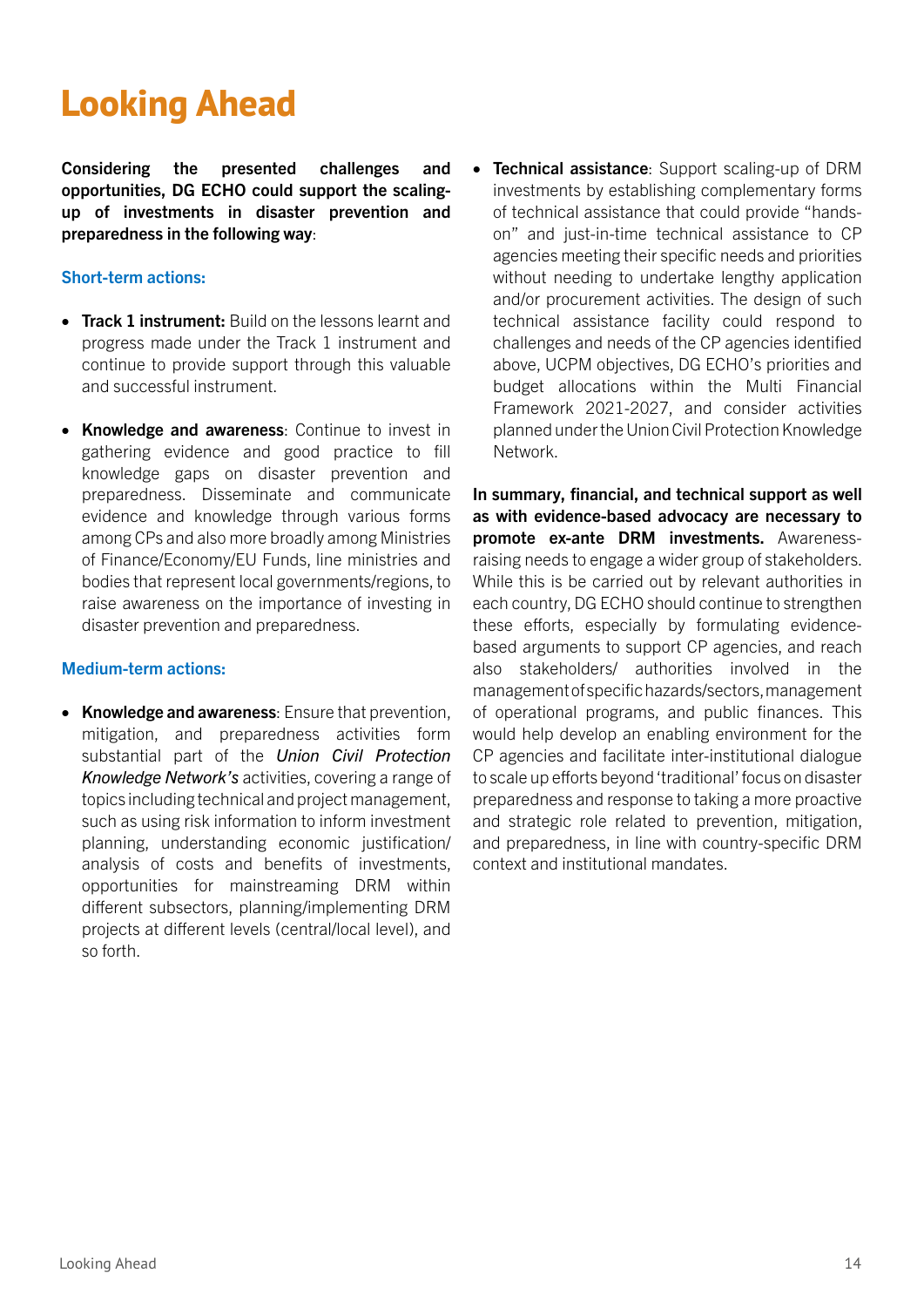# Looking Ahead

**Considering the presented challenges and opportunities, DG ECHO could support the scaling-up of investments in disaster prevention and preparedness in the following way**:

### Short-term actions:

- **Track 1 instrument:** Build on the lessons learnt and progress made under the Track 1 instrument and continue to provide support through this valuable and successful instrument.
- **Knowledge and awareness**: Continue to invest in gathering evidence and good practice to fill knowledge gaps on disaster prevention and preparedness. Disseminate and communicate evidence and knowledge through various forms among CPs and also more broadly among Ministries of Finance/Economy/EU Funds, line ministries and bodies that represent local governments/regions, to raise awareness on the importance of investing in disaster prevention and preparedness.

### Medium-term actions:

- **Knowledge and awareness**: Ensure that prevention, mitigation, and preparedness activities form substantial part of the *Union Civil Protection Knowledge Network's* activities, covering a range of topics including technical and project management, such as using risk information to inform investment planning, understanding economic justification/ analysis of costs and benefits of investments, opportunities for mainstreaming DRM within different subsectors, planning/implementing DRM projects at different levels (central/local level), and so forth.
- **Technical assistance**: Support scaling-up of DRM investments by establishing complementary forms of technical assistance that could provide "hands-on" and just-in-time technical assistance to CP agencies meeting their specific needs and priorities without needing to undertake lengthy application and/or procurement activities. The design of such technical assistance facility could respond to challenges and needs of the CP agencies identified above, UCPM objectives, DG ECHO's priorities and budget allocations within the Multi Financial Framework 2021-2027, and consider activities planned under the Union Civil Protection Knowledge Network.

**In summary, financial, and technical support as well as with evidence-based advocacy are necessary to promote ex-ante DRM investments.** Awareness-raising needs to engage a wider group of stakeholders. While this is be carried out by relevant authorities in each country, DG ECHO should continue to strengthen these efforts, especially by formulating evidence-based arguments to support CP agencies, and reach also stakeholders/ authorities involved in the management of specific hazards/sectors, management of operational programs, and public finances. This would help develop an enabling environment for the CP agencies and facilitate inter-institutional dialogue to scale up efforts beyond 'traditional' focus on disaster preparedness and response to taking a more proactive and strategic role related to prevention, mitigation, and preparedness, in line with country-specific DRM context and institutional mandates.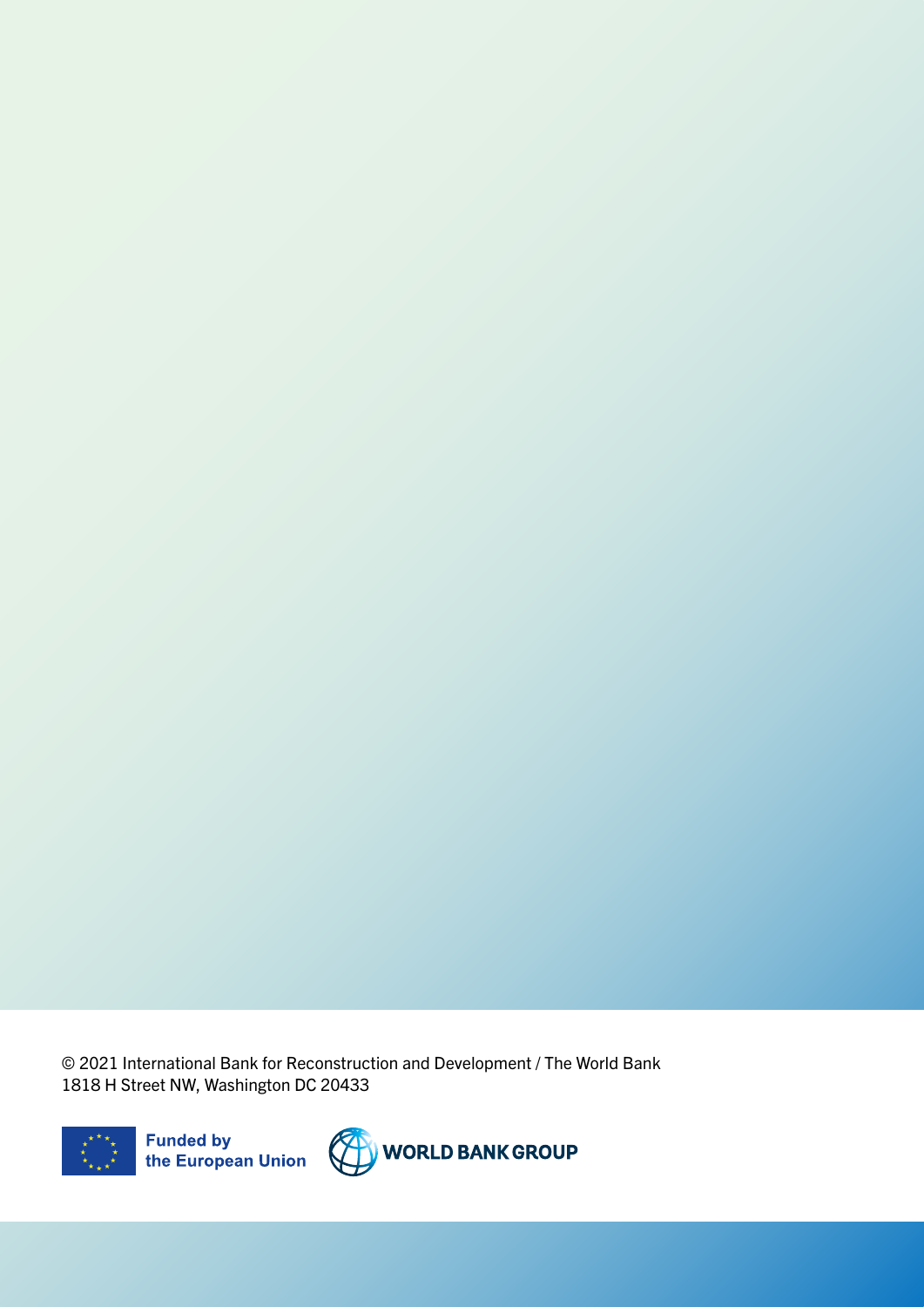© 2021 International Bank for Reconstruction and Development / The World Bank
1818 H Street NW, Washington DC 20433

Funded by
the European Union

WORLD BANK GROUP